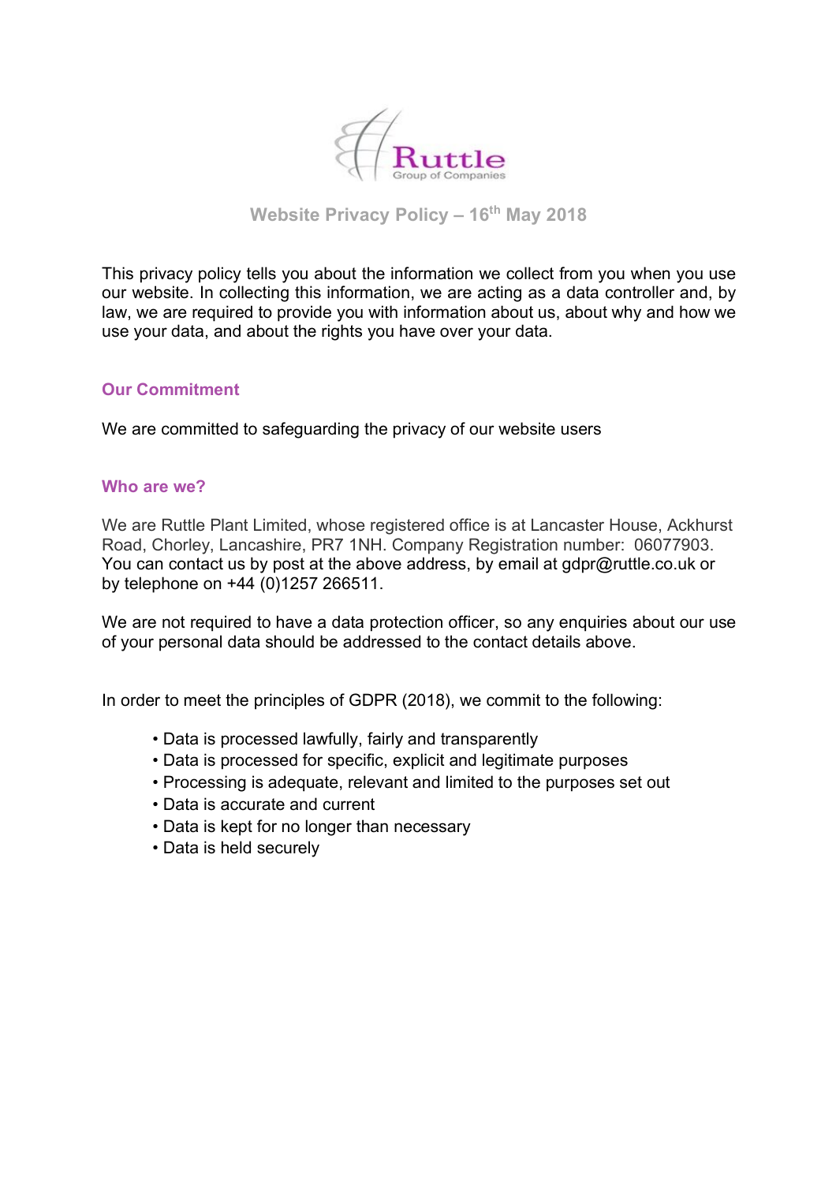Ruttle
Group of Companies

# Website Privacy Policy – 16th May 2018

This privacy policy tells you about the information we collect from you when you use our website. In collecting this information, we are acting as a data controller and, by law, we are required to provide you with information about us, about why and how we use your data, and about the rights you have over your data.

## Our Commitment

We are committed to safeguarding the privacy of our website users

## Who are we?

We are Ruttle Plant Limited, whose registered office is at Lancaster House, Ackhurst Road, Chorley, Lancashire, PR7 1NH. Company Registration number: 06077903. You can contact us by post at the above address, by email at gdpr@ruttle.co.uk or by telephone on +44 (0)1257 266511.

We are not required to have a data protection officer, so any enquiries about our use of your personal data should be addressed to the contact details above.

In order to meet the principles of GDPR (2018), we commit to the following:

- Data is processed lawfully, fairly and transparently
- Data is processed for specific, explicit and legitimate purposes
- Processing is adequate, relevant and limited to the purposes set out
- Data is accurate and current
- Data is kept for no longer than necessary
- Data is held securely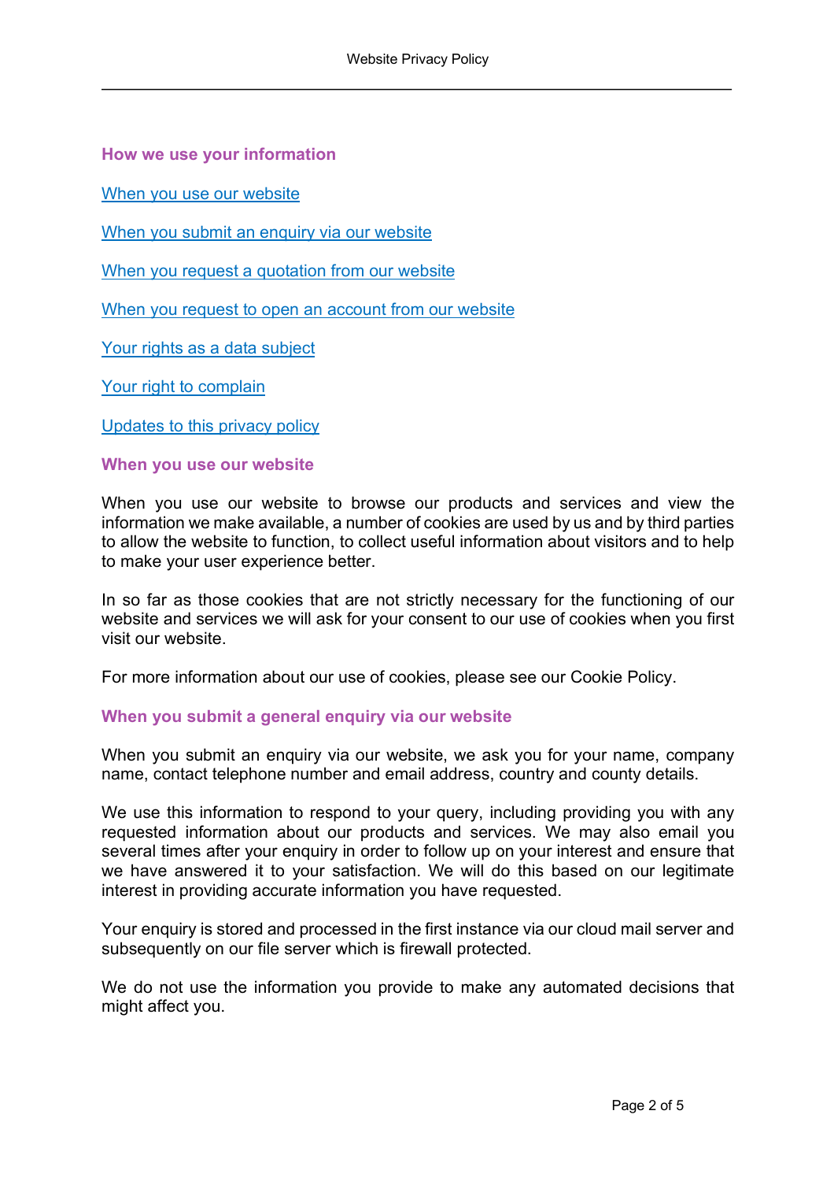## How we use your information

[When you use our website](#)

[When you submit an enquiry via our website](#)

[When you request a quotation from our website](#)

[When you request to open an account from our website](#)

[Your rights as a data subject](#)

[Your right to complain](#)

[Updates to this privacy policy](#)

## When you use our website

When you use our website to browse our products and services and view the information we make available, a number of cookies are used by us and by third parties to allow the website to function, to collect useful information about visitors and to help to make your user experience better.

In so far as those cookies that are not strictly necessary for the functioning of our website and services we will ask for your consent to our use of cookies when you first visit our website.

For more information about our use of cookies, please see our Cookie Policy.

## When you submit a general enquiry via our website

When you submit an enquiry via our website, we ask you for your name, company name, contact telephone number and email address, country and county details.

We use this information to respond to your query, including providing you with any requested information about our products and services. We may also email you several times after your enquiry in order to follow up on your interest and ensure that we have answered it to your satisfaction. We will do this based on our legitimate interest in providing accurate information you have requested.

Your enquiry is stored and processed in the first instance via our cloud mail server and subsequently on our file server which is firewall protected.

We do not use the information you provide to make any automated decisions that might affect you.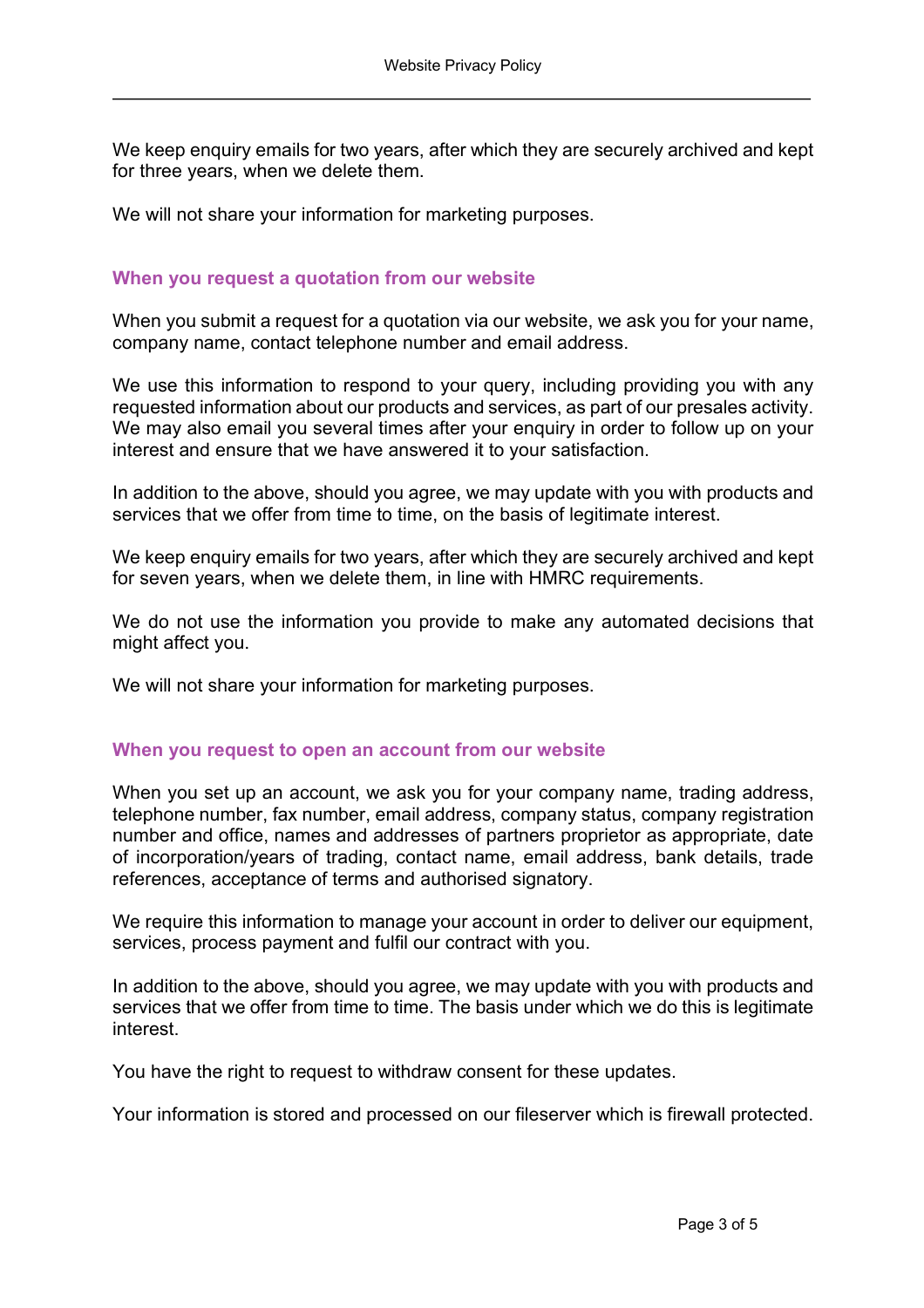We keep enquiry emails for two years, after which they are securely archived and kept for three years, when we delete them.

We will not share your information for marketing purposes.

### When you request a quotation from our website

When you submit a request for a quotation via our website, we ask you for your name, company name, contact telephone number and email address.

We use this information to respond to your query, including providing you with any requested information about our products and services, as part of our presales activity. We may also email you several times after your enquiry in order to follow up on your interest and ensure that we have answered it to your satisfaction.

In addition to the above, should you agree, we may update with you with products and services that we offer from time to time, on the basis of legitimate interest.

We keep enquiry emails for two years, after which they are securely archived and kept for seven years, when we delete them, in line with HMRC requirements.

We do not use the information you provide to make any automated decisions that might affect you.

We will not share your information for marketing purposes.

### When you request to open an account from our website

When you set up an account, we ask you for your company name, trading address, telephone number, fax number, email address, company status, company registration number and office, names and addresses of partners proprietor as appropriate, date of incorporation/years of trading, contact name, email address, bank details, trade references, acceptance of terms and authorised signatory.

We require this information to manage your account in order to deliver our equipment, services, process payment and fulfil our contract with you.

In addition to the above, should you agree, we may update with you with products and services that we offer from time to time. The basis under which we do this is legitimate interest.

You have the right to request to withdraw consent for these updates.

Your information is stored and processed on our fileserver which is firewall protected.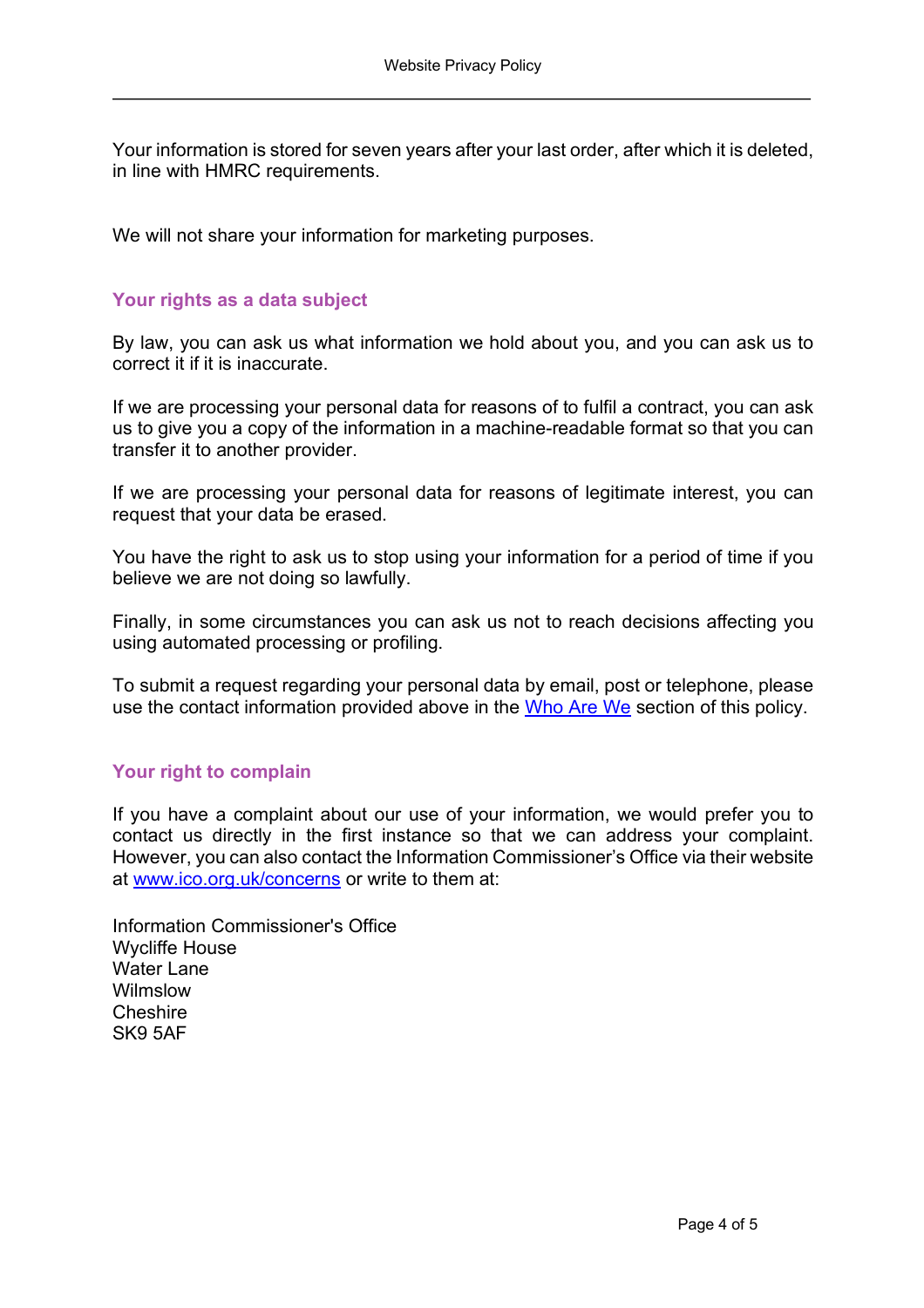Your information is stored for seven years after your last order, after which it is deleted, in line with HMRC requirements.

We will not share your information for marketing purposes.

## Your rights as a data subject

By law, you can ask us what information we hold about you, and you can ask us to correct it if it is inaccurate.

If we are processing your personal data for reasons of to fulfil a contract, you can ask us to give you a copy of the information in a machine-readable format so that you can transfer it to another provider.

If we are processing your personal data for reasons of legitimate interest, you can request that your data be erased.

You have the right to ask us to stop using your information for a period of time if you believe we are not doing so lawfully.

Finally, in some circumstances you can ask us not to reach decisions affecting you using automated processing or profiling.

To submit a request regarding your personal data by email, post or telephone, please use the contact information provided above in the [Who Are We](#) section of this policy.

## Your right to complain

If you have a complaint about our use of your information, we would prefer you to contact us directly in the first instance so that we can address your complaint. However, you can also contact the Information Commissioner's Office via their website at [www.ico.org.uk/concerns](http://www.ico.org.uk/concerns) or write to them at:

Information Commissioner's Office
Wycliffe House
Water Lane
Wilmslow
Cheshire
SK9 5AF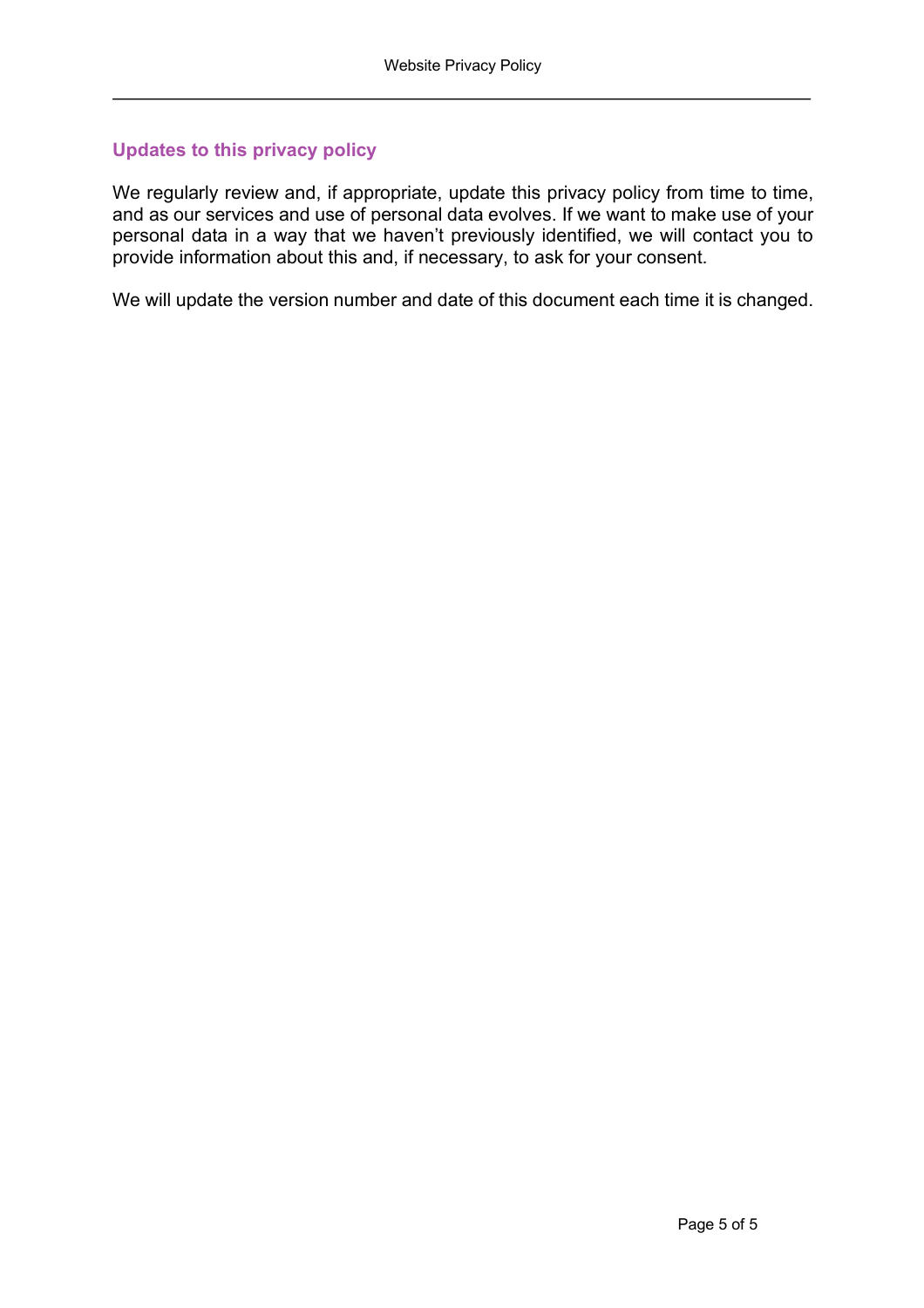## Updates to this privacy policy

We regularly review and, if appropriate, update this privacy policy from time to time, and as our services and use of personal data evolves. If we want to make use of your personal data in a way that we haven't previously identified, we will contact you to provide information about this and, if necessary, to ask for your consent.

We will update the version number and date of this document each time it is changed.